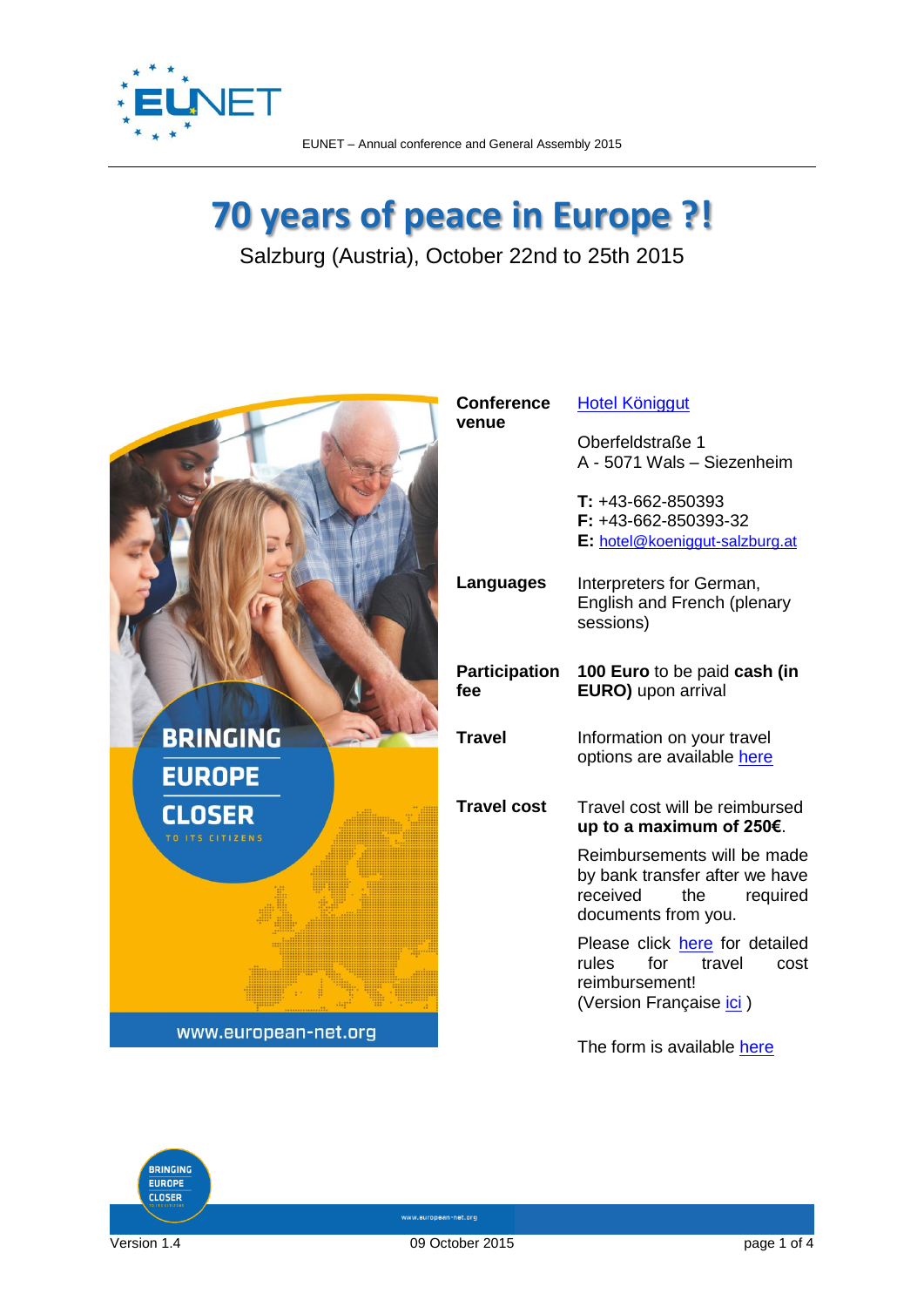# 70 years of peace in Europe ?!

Salzburg (Austria), October 22nd to 25th 2015

| | |
|---|---|
| **Conference venue** | Hotel Königgut<br><br>Oberfeldstraße 1<br>A - 5071 Wals – Siezenheim<br><br>**T:** +43-662-850393<br>**F:** +43-662-850393-32<br>**E:** hotel@koeniggut-salzburg.at |
| **Languages** | Interpreters for German, English and French (plenary sessions) |
| **Participation fee** | **100 Euro** to be paid **cash (in EURO)** upon arrival |
| **Travel** | Information on your travel options are available here |
| **Travel cost** | Travel cost will be reimbursed **up to a maximum of 250€**.<br><br>Reimbursements will be made by bank transfer after we have received the required documents from you.<br><br>Please click here for detailed rules for travel cost reimbursement!<br>(Version Française ici )<br><br>The form is available here |

BRINGING EUROPE CLOSER TO ITS CITIZENS

www.european-net.org

Version 1.4

09 October 2015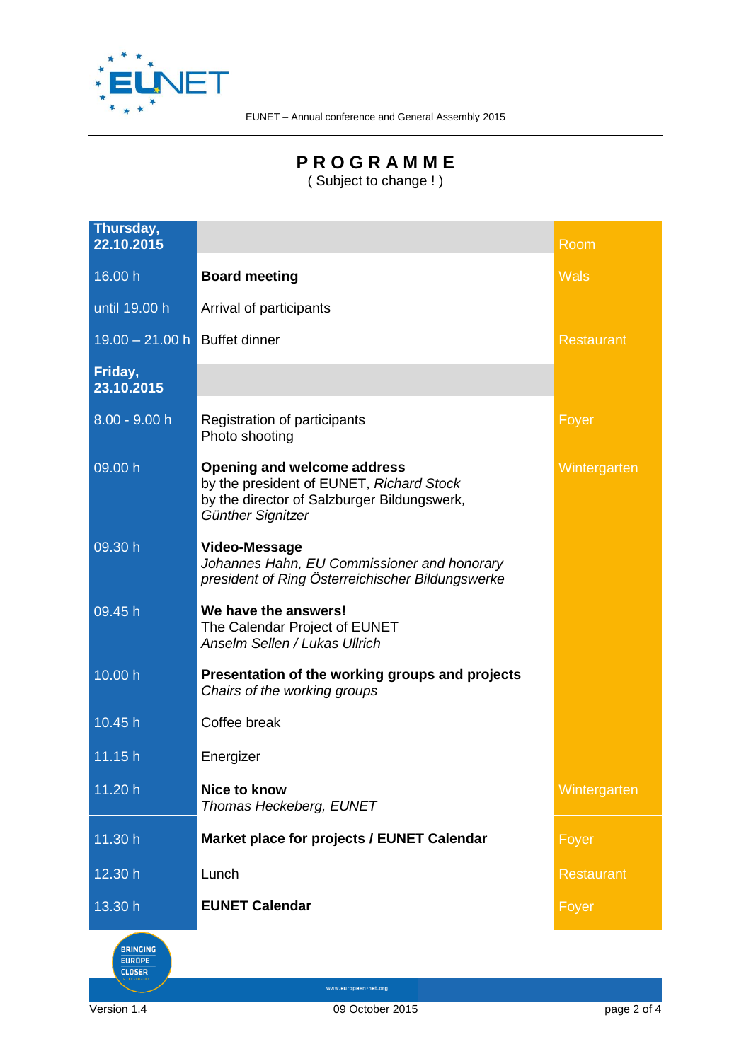# PROGRAMME

( Subject to change ! )

| **Thursday, 22.10.2015** | | Room |
|---|---|---|
| 16.00 h | **Board meeting** | Wals |
| until 19.00 h | Arrival of participants | |
| 19.00 – 21.00 h | Buffet dinner | Restaurant |
| **Friday, 23.10.2015** | | |
| 8.00 - 9.00 h | Registration of participants<br>Photo shooting | Foyer |
| 09.00 h | **Opening and welcome address**<br>by the president of EUNET, *Richard Stock*<br>by the director of Salzburger Bildungswerk, *Günther Signitzer* | Wintergarten |
| 09.30 h | **Video-Message**<br>*Johannes Hahn, EU Commissioner and honorary president of Ring Österreichischer Bildungswerke* | |
| 09.45 h | **We have the answers!**<br>The Calendar Project of EUNET<br>*Anselm Sellen / Lukas Ullrich* | |
| 10.00 h | **Presentation of the working groups and projects**<br>*Chairs of the working groups* | |
| 10.45 h | Coffee break | |
| 11.15 h | Energizer | |
| 11.20 h | **Nice to know**<br>*Thomas Heckeberg, EUNET* | Wintergarten |
| 11.30 h | **Market place for projects / EUNET Calendar** | Foyer |
| 12.30 h | Lunch | Restaurant |
| 13.30 h | **EUNET Calendar** | Foyer |

BRINGING EUROPE CLOSER

www.european-net.org

Version 1.4 — 09 October 2015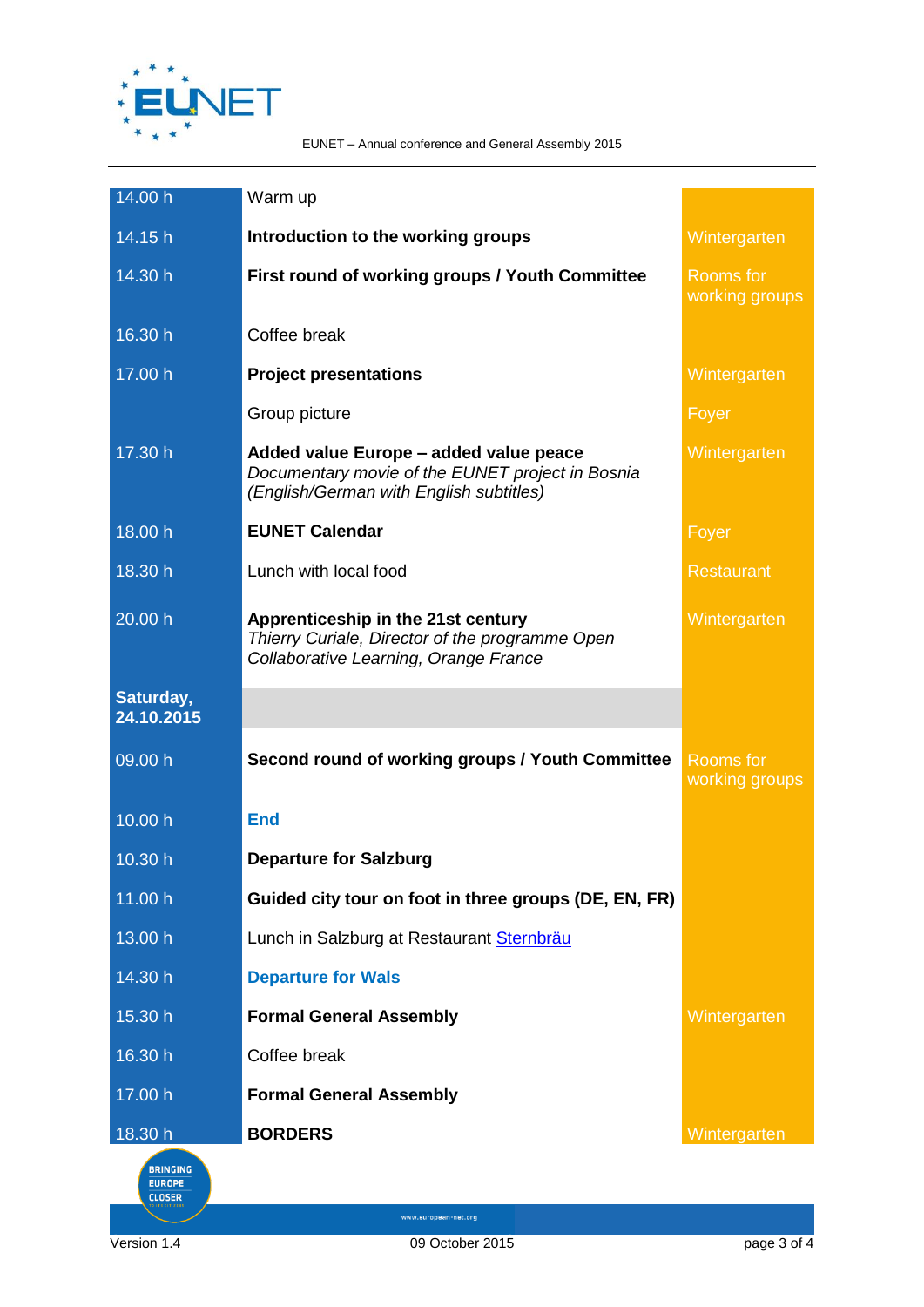| Time | Programme | Location |
|---|---|---|
| 14.00 h | Warm up | |
| 14.15 h | **Introduction to the working groups** | Wintergarten |
| 14.30 h | **First round of working groups / Youth Committee** | Rooms for working groups |
| 16.30 h | Coffee break | |
| 17.00 h | **Project presentations** | Wintergarten |
| | Group picture | Foyer |
| 17.30 h | **Added value Europe – added value peace** *Documentary movie of the EUNET project in Bosnia (English/German with English subtitles)* | Wintergarten |
| 18.00 h | **EUNET Calendar** | Foyer |
| 18.30 h | Lunch with local food | Restaurant |
| 20.00 h | **Apprenticeship in the 21st century** *Thierry Curiale, Director of the programme Open Collaborative Learning, Orange France* | Wintergarten |
| **Saturday, 24.10.2015** | | |
| 09.00 h | **Second round of working groups / Youth Committee** | Rooms for working groups |
| 10.00 h | **End** | |
| 10.30 h | **Departure for Salzburg** | |
| 11.00 h | **Guided city tour on foot in three groups (DE, EN, FR)** | |
| 13.00 h | Lunch in Salzburg at Restaurant Sternbräu | |
| 14.30 h | **Departure for Wals** | |
| 15.30 h | **Formal General Assembly** | Wintergarten |
| 16.30 h | Coffee break | |
| 17.00 h | **Formal General Assembly** | |
| 18.30 h | **BORDERS** | Wintergarten |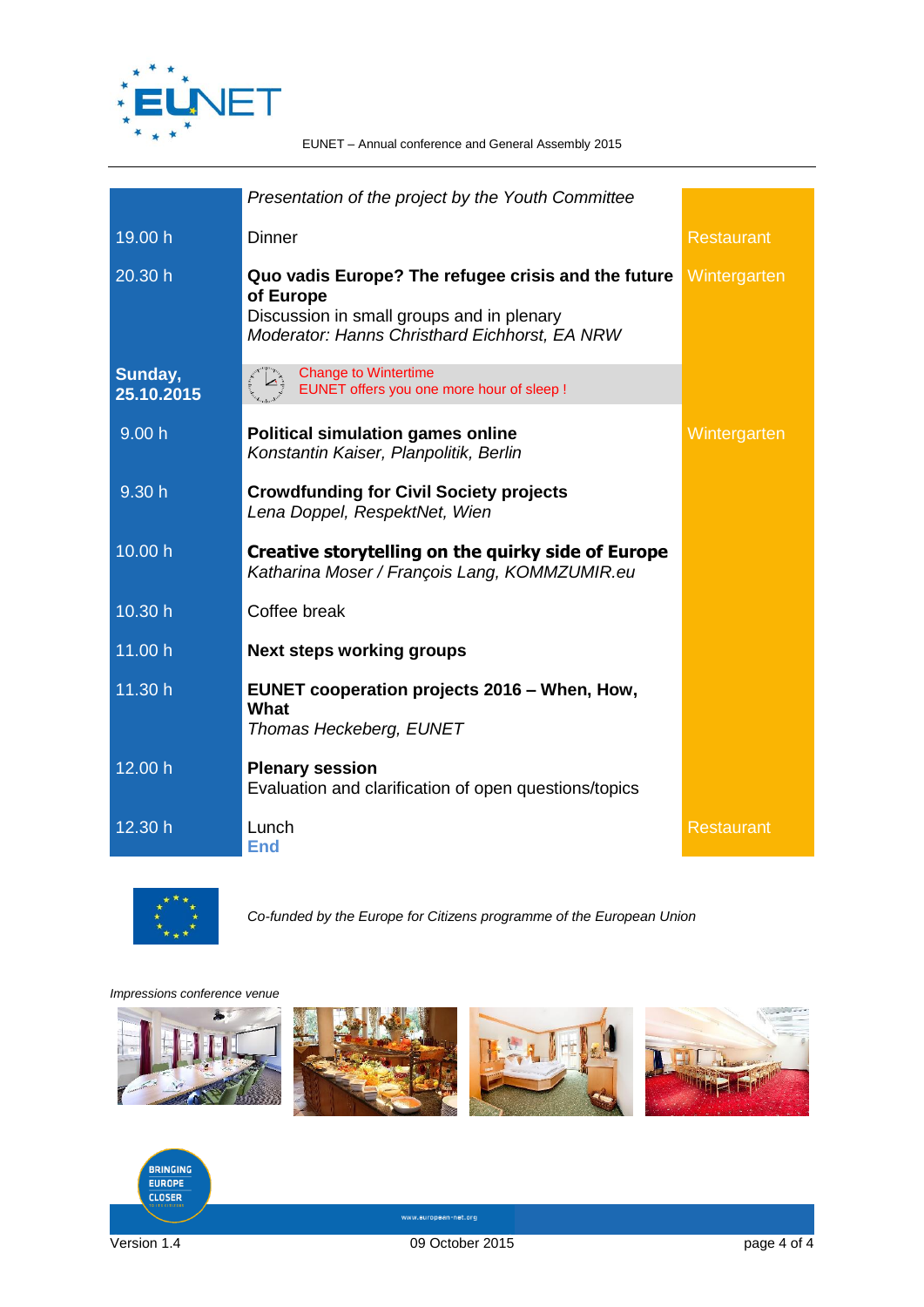| | | |
|---|---|---|
| | *Presentation of the project by the Youth Committee* | |
| 19.00 h | Dinner | Restaurant |
| 20.30 h | **Quo vadis Europe? The refugee crisis and the future of Europe**<br>Discussion in small groups and in plenary<br>*Moderator: Hanns Christhard Eichhorst, EA NRW* | Wintergarten |
| **Sunday, 25.10.2015** | Change to Wintertime<br>EUNET offers you one more hour of sleep ! | |
| 9.00 h | **Political simulation games online**<br>*Konstantin Kaiser, Planpolitik, Berlin* | Wintergarten |
| 9.30 h | **Crowdfunding for Civil Society projects**<br>*Lena Doppel, RespektNet, Wien* | |
| 10.00 h | **Creative storytelling on the quirky side of Europe**<br>*Katharina Moser / François Lang, KOMMZUMIR.eu* | |
| 10.30 h | Coffee break | |
| 11.00 h | **Next steps working groups** | |
| 11.30 h | **EUNET cooperation projects 2016 – When, How, What**<br>*Thomas Heckeberg, EUNET* | |
| 12.00 h | **Plenary session**<br>Evaluation and clarification of open questions/topics | |
| 12.30 h | Lunch<br>**End** | Restaurant |

*Co-funded by the Europe for Citizens programme of the European Union*

*Impressions conference venue*

www.european-net.org

Version 1.4

09 October 2015